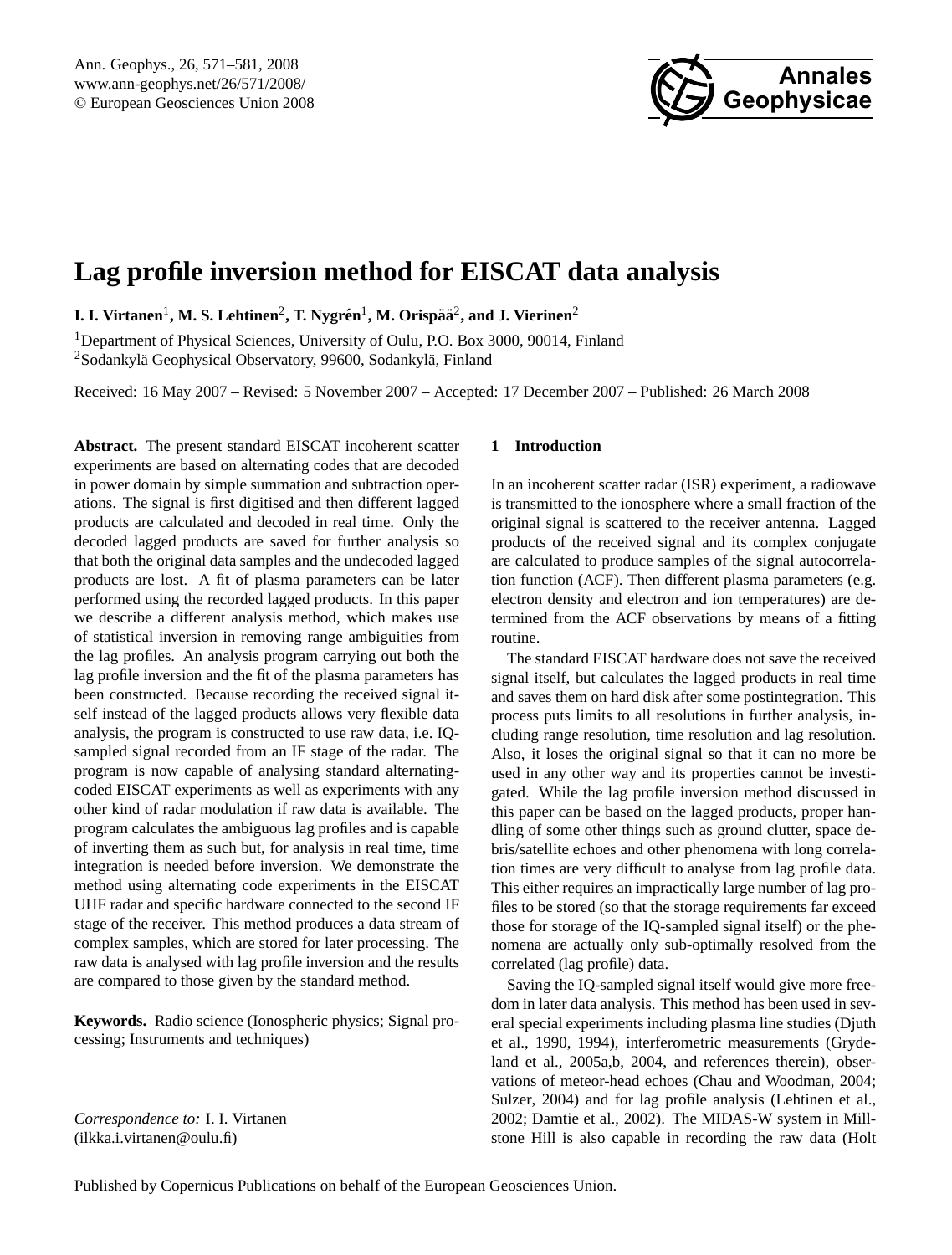# Lag profile inversion method for EISCAT data analysis

**I. I. Virtanen**[1], **M. S. Lehtinen**[2], **T. Nygrén**[1], **M. Orispää**[2], **and J. Vierinen**[2]

[1]Department of Physical Sciences, University of Oulu, P.O. Box 3000, 90014, Finland

[2]Sodankylä Geophysical Observatory, 99600, Sodankylä, Finland

Received: 16 May 2007 – Revised: 5 November 2007 – Accepted: 17 December 2007 – Published: 26 March 2008

**Abstract.** The present standard EISCAT incoherent scatter experiments are based on alternating codes that are decoded in power domain by simple summation and subtraction operations. The signal is first digitised and then different lagged products are calculated and decoded in real time. Only the decoded lagged products are saved for further analysis so that both the original data samples and the undecoded lagged products are lost. A fit of plasma parameters can be later performed using the recorded lagged products. In this paper we describe a different analysis method, which makes use of statistical inversion in removing range ambiguities from the lag profiles. An analysis program carrying out both the lag profile inversion and the fit of the plasma parameters has been constructed. Because recording the received signal itself instead of the lagged products allows very flexible data analysis, the program is constructed to use raw data, i.e. IQ-sampled signal recorded from an IF stage of the radar. The program is now capable of analysing standard alternating-coded EISCAT experiments as well as experiments with any other kind of radar modulation if raw data is available. The program calculates the ambiguous lag profiles and is capable of inverting them as such but, for analysis in real time, time integration is needed before inversion. We demonstrate the method using alternating code experiments in the EISCAT UHF radar and specific hardware connected to the second IF stage of the receiver. This method produces a data stream of complex samples, which are stored for later processing. The raw data is analysed with lag profile inversion and the results are compared to those given by the standard method.

**Keywords.** Radio science (Ionospheric physics; Signal processing; Instruments and techniques)

*Correspondence to:* I. I. Virtanen (ilkka.i.virtanen@oulu.fi)

## 1 Introduction

In an incoherent scatter radar (ISR) experiment, a radiowave is transmitted to the ionosphere where a small fraction of the original signal is scattered to the receiver antenna. Lagged products of the received signal and its complex conjugate are calculated to produce samples of the signal autocorrelation function (ACF). Then different plasma parameters (e.g. electron density and electron and ion temperatures) are determined from the ACF observations by means of a fitting routine.

The standard EISCAT hardware does not save the received signal itself, but calculates the lagged products in real time and saves them on hard disk after some postintegration. This process puts limits to all resolutions in further analysis, including range resolution, time resolution and lag resolution. Also, it loses the original signal so that it can no more be used in any other way and its properties cannot be investigated. While the lag profile inversion method discussed in this paper can be based on the lagged products, proper handling of some other things such as ground clutter, space debris/satellite echoes and other phenomena with long correlation times are very difficult to analyse from lag profile data. This either requires an impractically large number of lag profiles to be stored (so that the storage requirements far exceed those for storage of the IQ-sampled signal itself) or the phenomena are actually only sub-optimally resolved from the correlated (lag profile) data.

Saving the IQ-sampled signal itself would give more freedom in later data analysis. This method has been used in several special experiments including plasma line studies (Djuth et al., 1990, 1994), interferometric measurements (Grydeland et al., 2005a,b, 2004, and references therein), observations of meteor-head echoes (Chau and Woodman, 2004; Sulzer, 2004) and for lag profile analysis (Lehtinen et al., 2002; Damtie et al., 2002). The MIDAS-W system in Millstone Hill is also capable in recording the raw data (Holt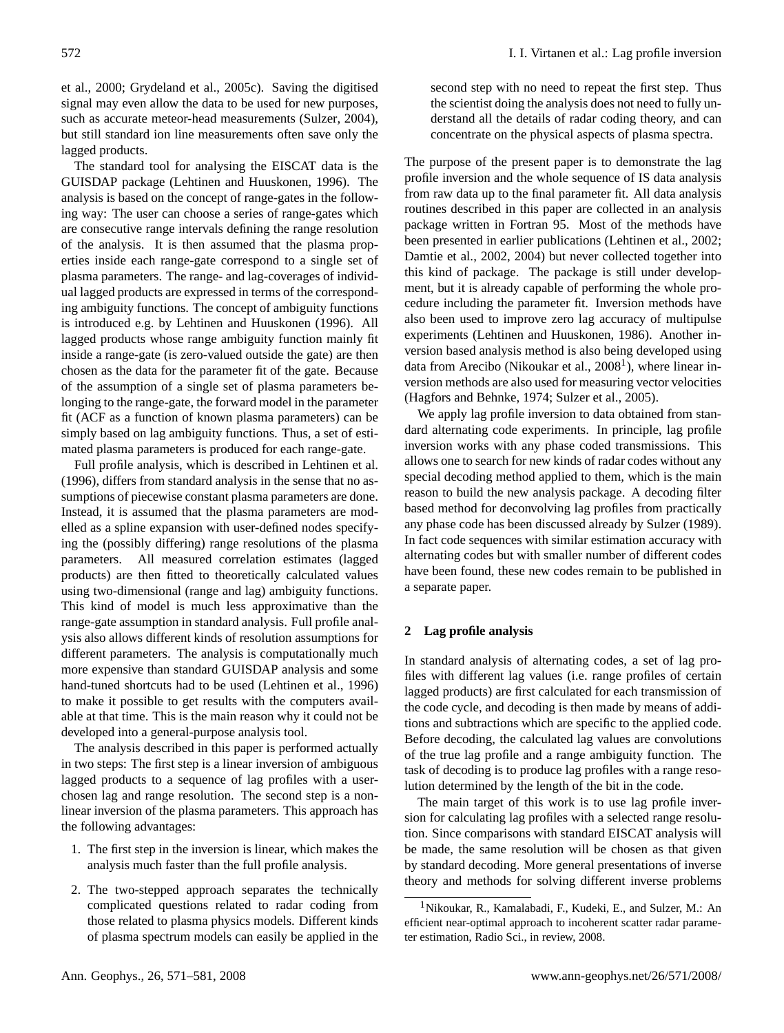et al., 2000; Grydeland et al., 2005c). Saving the digitised signal may even allow the data to be used for new purposes, such as accurate meteor-head measurements (Sulzer, 2004), but still standard ion line measurements often save only the lagged products.

The standard tool for analysing the EISCAT data is the GUISDAP package (Lehtinen and Huuskonen, 1996). The analysis is based on the concept of range-gates in the following way: The user can choose a series of range-gates which are consecutive range intervals defining the range resolution of the analysis. It is then assumed that the plasma properties inside each range-gate correspond to a single set of plasma parameters. The range- and lag-coverages of individual lagged products are expressed in terms of the corresponding ambiguity functions. The concept of ambiguity functions is introduced e.g. by Lehtinen and Huuskonen (1996). All lagged products whose range ambiguity function mainly fit inside a range-gate (is zero-valued outside the gate) are then chosen as the data for the parameter fit of the gate. Because of the assumption of a single set of plasma parameters belonging to the range-gate, the forward model in the parameter fit (ACF as a function of known plasma parameters) can be simply based on lag ambiguity functions. Thus, a set of estimated plasma parameters is produced for each range-gate.

Full profile analysis, which is described in Lehtinen et al. (1996), differs from standard analysis in the sense that no assumptions of piecewise constant plasma parameters are done. Instead, it is assumed that the plasma parameters are modelled as a spline expansion with user-defined nodes specifying the (possibly differing) range resolutions of the plasma parameters. All measured correlation estimates (lagged products) are then fitted to theoretically calculated values using two-dimensional (range and lag) ambiguity functions. This kind of model is much less approximative than the range-gate assumption in standard analysis. Full profile analysis also allows different kinds of resolution assumptions for different parameters. The analysis is computationally much more expensive than standard GUISDAP analysis and some hand-tuned shortcuts had to be used (Lehtinen et al., 1996) to make it possible to get results with the computers available at that time. This is the main reason why it could not be developed into a general-purpose analysis tool.

The analysis described in this paper is performed actually in two steps: The first step is a linear inversion of ambiguous lagged products to a sequence of lag profiles with a user-chosen lag and range resolution. The second step is a nonlinear inversion of the plasma parameters. This approach has the following advantages:

1. The first step in the inversion is linear, which makes the analysis much faster than the full profile analysis.

2. The two-stepped approach separates the technically complicated questions related to radar coding from those related to plasma physics models. Different kinds of plasma spectrum models can easily be applied in the second step with no need to repeat the first step. Thus the scientist doing the analysis does not need to fully understand all the details of radar coding theory, and can concentrate on the physical aspects of plasma spectra.

The purpose of the present paper is to demonstrate the lag profile inversion and the whole sequence of IS data analysis from raw data up to the final parameter fit. All data analysis routines described in this paper are collected in an analysis package written in Fortran 95. Most of the methods have been presented in earlier publications (Lehtinen et al., 2002; Damtie et al., 2002, 2004) but never collected together into this kind of package. The package is still under development, but it is already capable of performing the whole procedure including the parameter fit. Inversion methods have also been used to improve zero lag accuracy of multipulse experiments (Lehtinen and Huuskonen, 1986). Another inversion based analysis method is also being developed using data from Arecibo (Nikoukar et al., 2008[1]), where linear inversion methods are also used for measuring vector velocities (Hagfors and Behnke, 1974; Sulzer et al., 2005).

We apply lag profile inversion to data obtained from standard alternating code experiments. In principle, lag profile inversion works with any phase coded transmissions. This allows one to search for new kinds of radar codes without any special decoding method applied to them, which is the main reason to build the new analysis package. A decoding filter based method for deconvolving lag profiles from practically any phase code has been discussed already by Sulzer (1989). In fact code sequences with similar estimation accuracy with alternating codes but with smaller number of different codes have been found, these new codes remain to be published in a separate paper.

## 2 Lag profile analysis

In standard analysis of alternating codes, a set of lag profiles with different lag values (i.e. range profiles of certain lagged products) are first calculated for each transmission of the code cycle, and decoding is then made by means of additions and subtractions which are specific to the applied code. Before decoding, the calculated lag values are convolutions of the true lag profile and a range ambiguity function. The task of decoding is to produce lag profiles with a range resolution determined by the length of the bit in the code.

The main target of this work is to use lag profile inversion for calculating lag profiles with a selected range resolution. Since comparisons with standard EISCAT analysis will be made, the same resolution will be chosen as that given by standard decoding. More general presentations of inverse theory and methods for solving different inverse problems

[1]Nikoukar, R., Kamalabadi, F., Kudeki, E., and Sulzer, M.: An efficient near-optimal approach to incoherent scatter radar parameter estimation, Radio Sci., in review, 2008.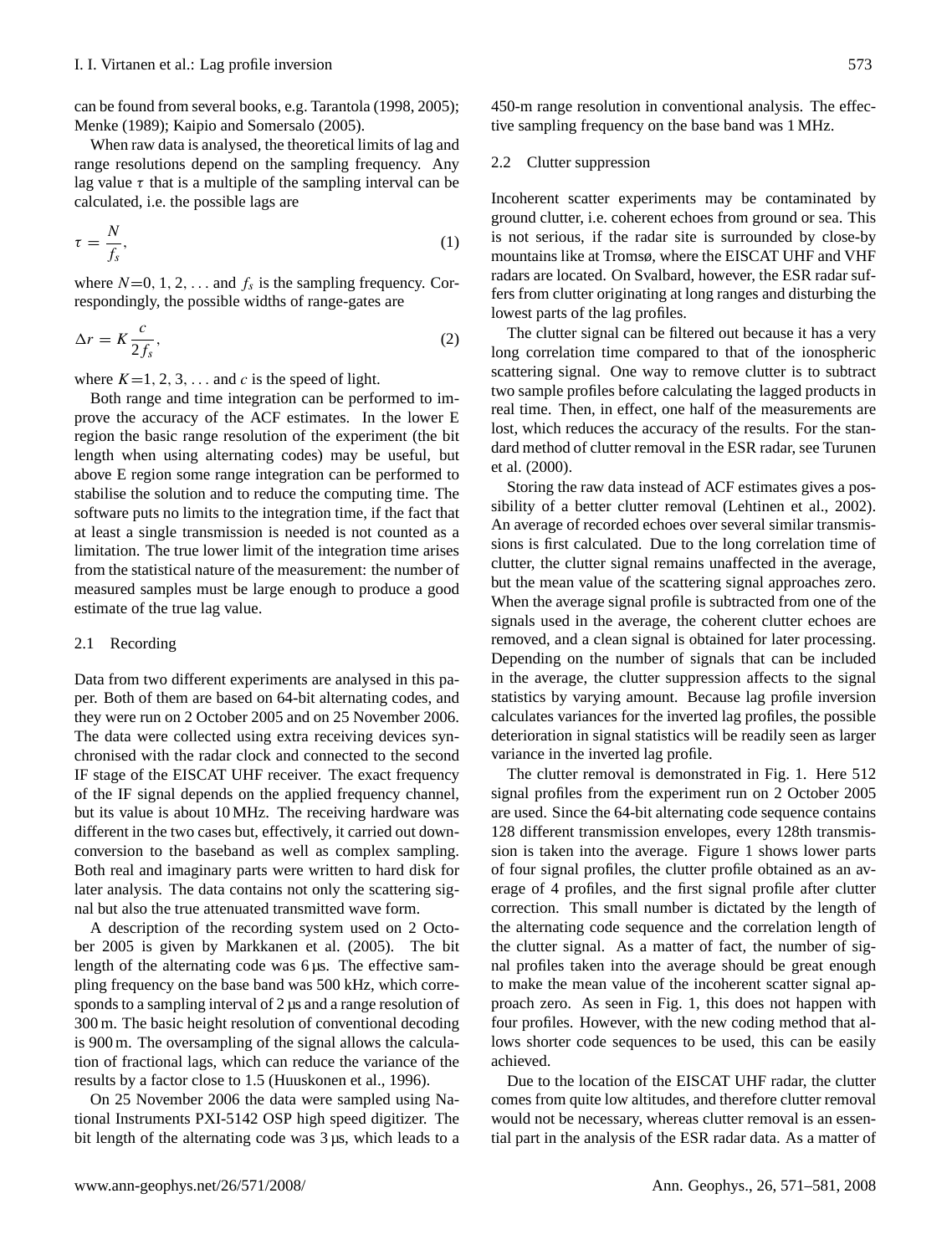can be found from several books, e.g. Tarantola (1998, 2005); Menke (1989); Kaipio and Somersalo (2005).

When raw data is analysed, the theoretical limits of lag and range resolutions depend on the sampling frequency. Any lag value $\tau$ that is a multiple of the sampling interval can be calculated, i.e. the possible lags are

$$\tau = \frac{N}{f_s}, \tag{1}$$

where $N=0, 1, 2, \ldots$ and $f_s$ is the sampling frequency. Correspondingly, the possible widths of range-gates are

$$\Delta r = K \frac{c}{2 f_s}, \tag{2}$$

where $K=1, 2, 3, \ldots$ and $c$ is the speed of light.

Both range and time integration can be performed to improve the accuracy of the ACF estimates. In the lower E region the basic range resolution of the experiment (the bit length when using alternating codes) may be useful, but above E region some range integration can be performed to stabilise the solution and to reduce the computing time. The software puts no limits to the integration time, if the fact that at least a single transmission is needed is not counted as a limitation. The true lower limit of the integration time arises from the statistical nature of the measurement: the number of measured samples must be large enough to produce a good estimate of the true lag value.

### 2.1 Recording

Data from two different experiments are analysed in this paper. Both of them are based on 64-bit alternating codes, and they were run on 2 October 2005 and on 25 November 2006. The data were collected using extra receiving devices synchronised with the radar clock and connected to the second IF stage of the EISCAT UHF receiver. The exact frequency of the IF signal depends on the applied frequency channel, but its value is about 10 MHz. The receiving hardware was different in the two cases but, effectively, it carried out downconversion to the baseband as well as complex sampling. Both real and imaginary parts were written to hard disk for later analysis. The data contains not only the scattering signal but also the true attenuated transmitted wave form.

A description of the recording system used on 2 October 2005 is given by Markkanen et al. (2005). The bit length of the alternating code was 6 µs. The effective sampling frequency on the base band was 500 kHz, which corresponds to a sampling interval of 2 µs and a range resolution of 300 m. The basic height resolution of conventional decoding is 900 m. The oversampling of the signal allows the calculation of fractional lags, which can reduce the variance of the results by a factor close to 1.5 (Huuskonen et al., 1996).

On 25 November 2006 the data were sampled using National Instruments PXI-5142 OSP high speed digitizer. The bit length of the alternating code was 3 µs, which leads to a 450-m range resolution in conventional analysis. The effective sampling frequency on the base band was 1 MHz.

### 2.2 Clutter suppression

Incoherent scatter experiments may be contaminated by ground clutter, i.e. coherent echoes from ground or sea. This is not serious, if the radar site is surrounded by close-by mountains like at Tromsø, where the EISCAT UHF and VHF radars are located. On Svalbard, however, the ESR radar suffers from clutter originating at long ranges and disturbing the lowest parts of the lag profiles.

The clutter signal can be filtered out because it has a very long correlation time compared to that of the ionospheric scattering signal. One way to remove clutter is to subtract two sample profiles before calculating the lagged products in real time. Then, in effect, one half of the measurements are lost, which reduces the accuracy of the results. For the standard method of clutter removal in the ESR radar, see Turunen et al. (2000).

Storing the raw data instead of ACF estimates gives a possibility of a better clutter removal (Lehtinen et al., 2002). An average of recorded echoes over several similar transmissions is first calculated. Due to the long correlation time of clutter, the clutter signal remains unaffected in the average, but the mean value of the scattering signal approaches zero. When the average signal profile is subtracted from one of the signals used in the average, the coherent clutter echoes are removed, and a clean signal is obtained for later processing. Depending on the number of signals that can be included in the average, the clutter suppression affects to the signal statistics by varying amount. Because lag profile inversion calculates variances for the inverted lag profiles, the possible deterioration in signal statistics will be readily seen as larger variance in the inverted lag profile.

The clutter removal is demonstrated in Fig. 1. Here 512 signal profiles from the experiment run on 2 October 2005 are used. Since the 64-bit alternating code sequence contains 128 different transmission envelopes, every 128th transmission is taken into the average. Figure 1 shows lower parts of four signal profiles, the clutter profile obtained as an average of 4 profiles, and the first signal profile after clutter correction. This small number is dictated by the length of the alternating code sequence and the correlation length of the clutter signal. As a matter of fact, the number of signal profiles taken into the average should be great enough to make the mean value of the incoherent scatter signal approach zero. As seen in Fig. 1, this does not happen with four profiles. However, with the new coding method that allows shorter code sequences to be used, this can be easily achieved.

Due to the location of the EISCAT UHF radar, the clutter comes from quite low altitudes, and therefore clutter removal would not be necessary, whereas clutter removal is an essential part in the analysis of the ESR radar data. As a matter of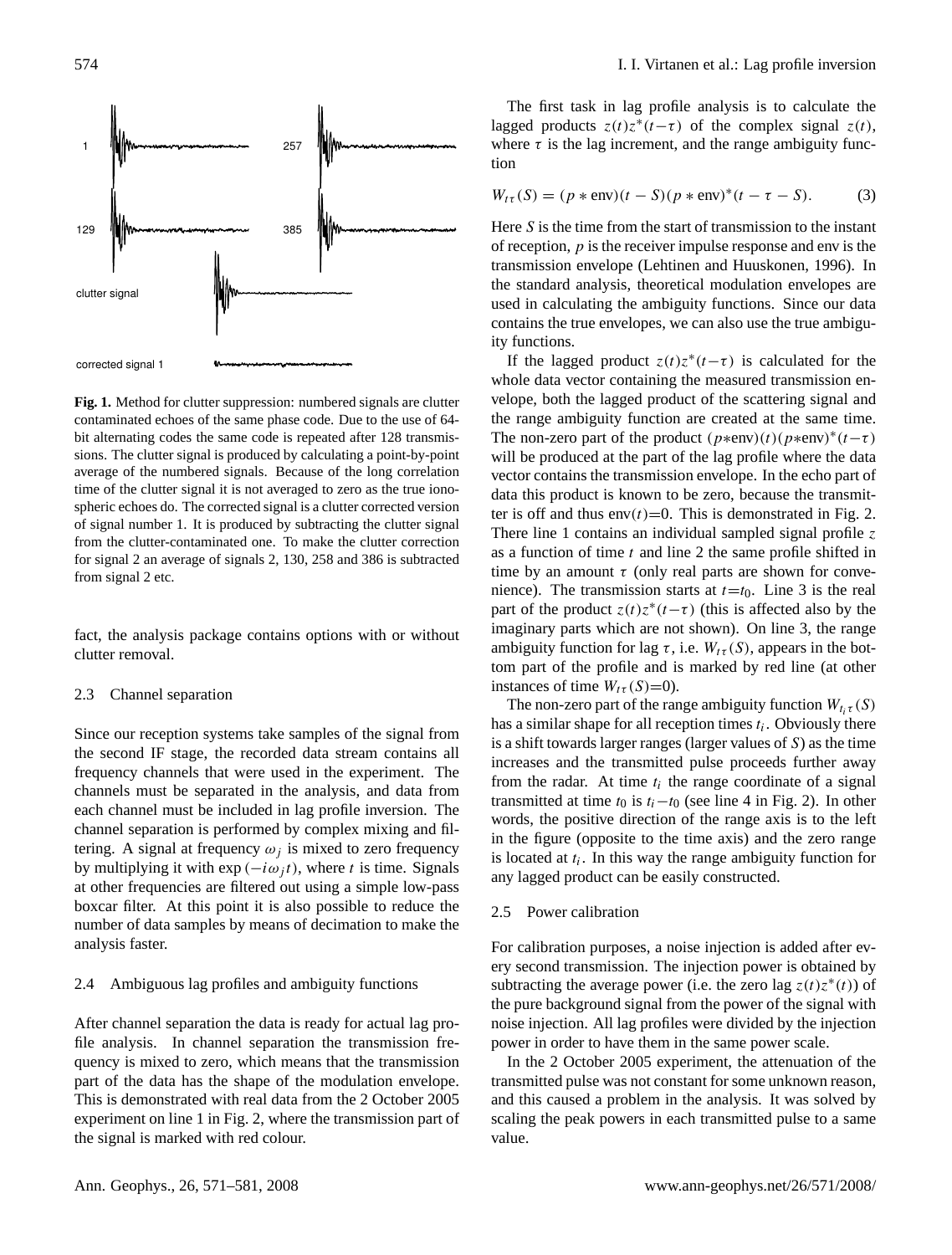**Fig. 1.** Method for clutter suppression: numbered signals are clutter contaminated echoes of the same phase code. Due to the use of 64-bit alternating codes the same code is repeated after 128 transmissions. The clutter signal is produced by calculating a point-by-point average of the numbered signals. Because of the long correlation time of the clutter signal it is not averaged to zero as the true ionospheric echoes do. The corrected signal is a clutter corrected version of signal number 1. It is produced by subtracting the clutter signal from the clutter-contaminated one. To make the clutter correction for signal 2 an average of signals 2, 130, 258 and 386 is subtracted from signal 2 etc.

fact, the analysis package contains options with or without clutter removal.

### 2.3 Channel separation

Since our reception systems take samples of the signal from the second IF stage, the recorded data stream contains all frequency channels that were used in the experiment. The channels must be separated in the analysis, and data from each channel must be included in lag profile inversion. The channel separation is performed by complex mixing and filtering. A signal at frequency $\omega_j$ is mixed to zero frequency by multiplying it with $\exp(-i\omega_j t)$, where $t$ is time. Signals at other frequencies are filtered out using a simple low-pass boxcar filter. At this point it is also possible to reduce the number of data samples by means of decimation to make the analysis faster.

### 2.4 Ambiguous lag profiles and ambiguity functions

After channel separation the data is ready for actual lag profile analysis. In channel separation the transmission frequency is mixed to zero, which means that the transmission part of the data has the shape of the modulation envelope. This is demonstrated with real data from the 2 October 2005 experiment on line 1 in Fig. 2, where the transmission part of the signal is marked with red colour.

The first task in lag profile analysis is to calculate the lagged products $z(t)z^*(t-\tau)$ of the complex signal $z(t)$, where $\tau$ is the lag increment, and the range ambiguity function

$$W_{t\tau}(S) = (p * \text{env})(t - S)(p * \text{env})^*(t - \tau - S). \tag{3}$$

Here $S$ is the time from the start of transmission to the instant of reception, $p$ is the receiver impulse response and env is the transmission envelope (Lehtinen and Huuskonen, 1996). In the standard analysis, theoretical modulation envelopes are used in calculating the ambiguity functions. Since our data contains the true envelopes, we can also use the true ambiguity functions.

If the lagged product $z(t)z^*(t-\tau)$ is calculated for the whole data vector containing the measured transmission envelope, both the lagged product of the scattering signal and the range ambiguity function are created at the same time. The non-zero part of the product $(p*\text{env})(t)(p*\text{env})^*(t-\tau)$ will be produced at the part of the lag profile where the data vector contains the transmission envelope. In the echo part of data this product is known to be zero, because the transmitter is off and thus $\text{env}(t)=0$. This is demonstrated in Fig. 2. There line 1 contains an individual sampled signal profile $z$ as a function of time $t$ and line 2 the same profile shifted in time by an amount $\tau$ (only real parts are shown for convenience). The transmission starts at $t=t_0$. Line 3 is the real part of the product $z(t)z^*(t-\tau)$ (this is affected also by the imaginary parts which are not shown). On line 3, the range ambiguity function for lag $\tau$, i.e. $W_{t\tau}(S)$, appears in the bottom part of the profile and is marked by red line (at other instances of time $W_{t\tau}(S)=0$).

The non-zero part of the range ambiguity function $W_{t_i\tau}(S)$ has a similar shape for all reception times $t_i$. Obviously there is a shift towards larger ranges (larger values of $S$) as the time increases and the transmitted pulse proceeds further away from the radar. At time $t_i$ the range coordinate of a signal transmitted at time $t_0$ is $t_i-t_0$ (see line 4 in Fig. 2). In other words, the positive direction of the range axis is to the left in the figure (opposite to the time axis) and the zero range is located at $t_i$. In this way the range ambiguity function for any lagged product can be easily constructed.

### 2.5 Power calibration

For calibration purposes, a noise injection is added after every second transmission. The injection power is obtained by subtracting the average power (i.e. the zero lag $z(t)z^*(t)$) of the pure background signal from the power of the signal with noise injection. All lag profiles were divided by the injection power in order to have them in the same power scale.

In the 2 October 2005 experiment, the attenuation of the transmitted pulse was not constant for some unknown reason, and this caused a problem in the analysis. It was solved by scaling the peak powers in each transmitted pulse to a same value.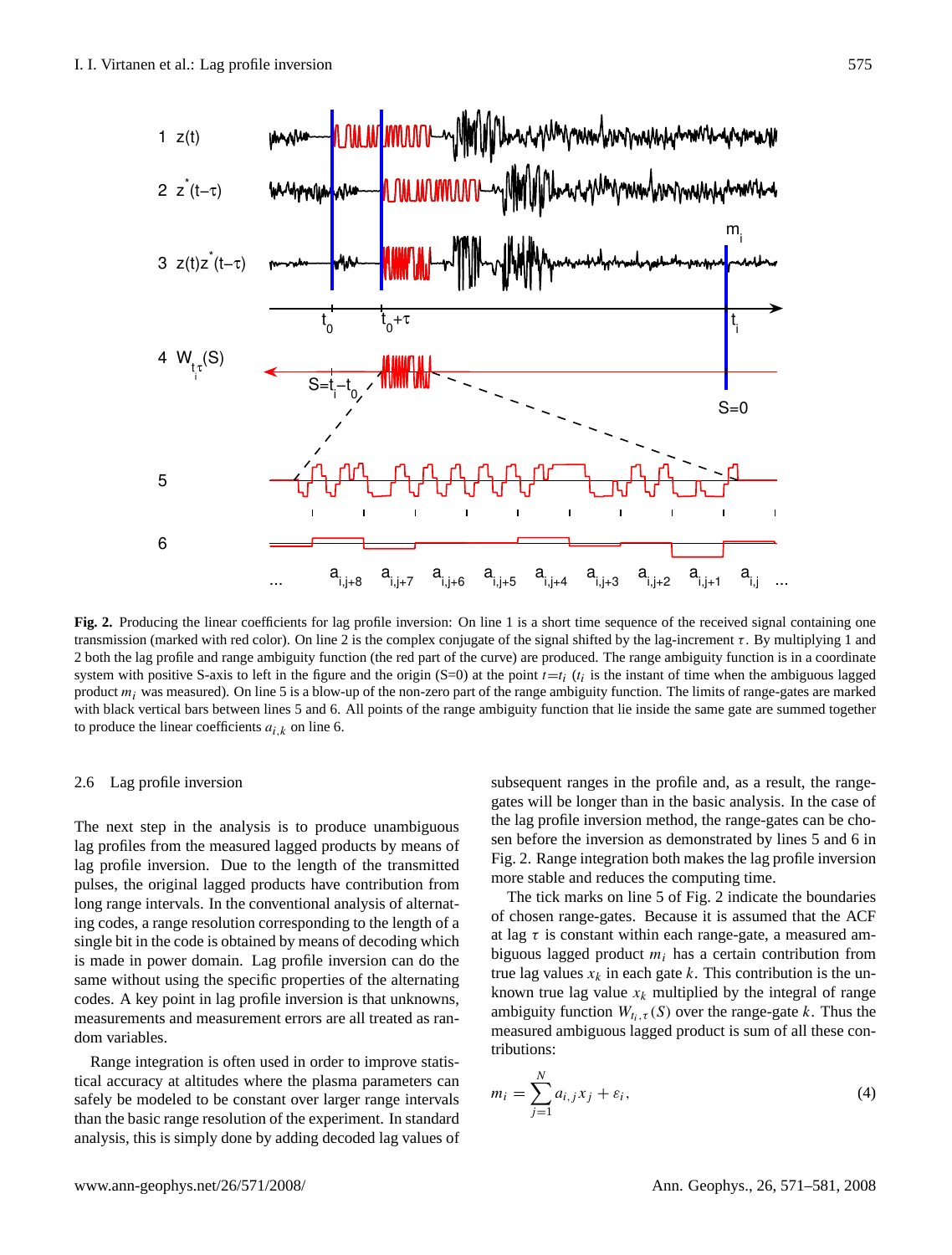**Fig. 2.** Producing the linear coefficients for lag profile inversion: On line 1 is a short time sequence of the received signal containing one transmission (marked with red color). On line 2 is the complex conjugate of the signal shifted by the lag-increment $\tau$. By multiplying 1 and 2 both the lag profile and range ambiguity function (the red part of the curve) are produced. The range ambiguity function is in a coordinate system with positive S-axis to left in the figure and the origin (S=0) at the point $t=t_i$ ($t_i$ is the instant of time when the ambiguous lagged product $m_i$ was measured). On line 5 is a blow-up of the non-zero part of the range ambiguity function. The limits of range-gates are marked with black vertical bars between lines 5 and 6. All points of the range ambiguity function that lie inside the same gate are summed together to produce the linear coefficients $a_{i,k}$ on line 6.

### 2.6 Lag profile inversion

The next step in the analysis is to produce unambiguous lag profiles from the measured lagged products by means of lag profile inversion. Due to the length of the transmitted pulses, the original lagged products have contribution from long range intervals. In the conventional analysis of alternating codes, a range resolution corresponding to the length of a single bit in the code is obtained by means of decoding which is made in power domain. Lag profile inversion can do the same without using the specific properties of the alternating codes. A key point in lag profile inversion is that unknowns, measurements and measurement errors are all treated as random variables.

Range integration is often used in order to improve statistical accuracy at altitudes where the plasma parameters can safely be modeled to be constant over larger range intervals than the basic range resolution of the experiment. In standard analysis, this is simply done by adding decoded lag values of subsequent ranges in the profile and, as a result, the range-gates will be longer than in the basic analysis. In the case of the lag profile inversion method, the range-gates can be chosen before the inversion as demonstrated by lines 5 and 6 in Fig. 2. Range integration both makes the lag profile inversion more stable and reduces the computing time.

The tick marks on line 5 of Fig. 2 indicate the boundaries of chosen range-gates. Because it is assumed that the ACF at lag $\tau$ is constant within each range-gate, a measured ambiguous lagged product $m_i$ has a certain contribution from true lag values $x_k$ in each gate $k$. This contribution is the unknown true lag value $x_k$ multiplied by the integral of range ambiguity function $W_{t_i,\tau}(S)$ over the range-gate $k$. Thus the measured ambiguous lagged product is sum of all these contributions:

$$m_i = \sum_{j=1}^{N} a_{i,j} x_j + \varepsilon_i, \tag{4}$$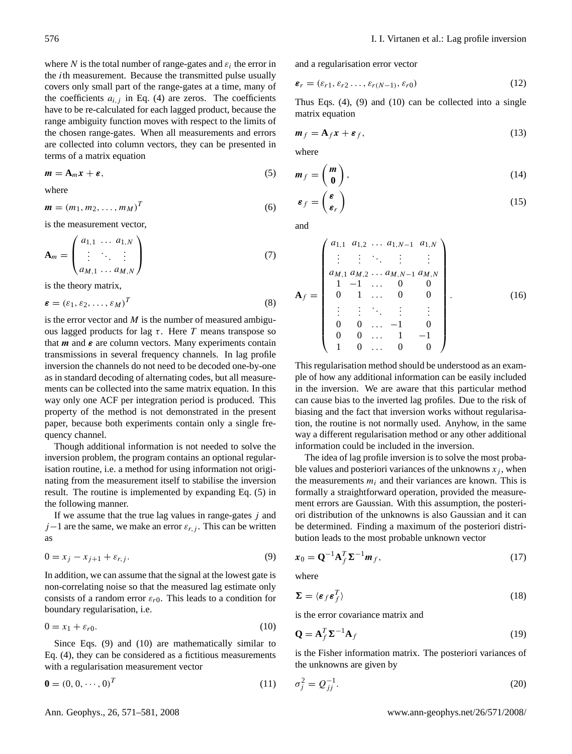where $N$ is the total number of range-gates and $\varepsilon_i$ the error in the $i$th measurement. Because the transmitted pulse usually covers only small part of the range-gates at a time, many of the coefficients $a_{i,j}$ in Eq. (4) are zeros. The coefficients have to be re-calculated for each lagged product, because the range ambiguity function moves with respect to the limits of the chosen range-gates. When all measurements and errors are collected into column vectors, they can be presented in terms of a matrix equation

$$\boldsymbol{m} = \mathbf{A}_m \boldsymbol{x} + \boldsymbol{\varepsilon}, \tag{5}$$

where

$$\boldsymbol{m} = (m_1, m_2, \ldots, m_M)^T \tag{6}$$

is the measurement vector,

$$\mathbf{A}_m = \begin{pmatrix} a_{1,1} & \ldots & a_{1,N} \\ \vdots & \ddots & \vdots \\ a_{M,1} & \ldots & a_{M,N} \end{pmatrix} \tag{7}$$

is the theory matrix,

$$\boldsymbol{\varepsilon} = (\varepsilon_1, \varepsilon_2, \ldots, \varepsilon_M)^T \tag{8}$$

is the error vector and $M$ is the number of measured ambiguous lagged products for lag $\tau$. Here $T$ means transpose so that $\boldsymbol{m}$ and $\boldsymbol{\varepsilon}$ are column vectors. Many experiments contain transmissions in several frequency channels. In lag profile inversion the channels do not need to be decoded one-by-one as in standard decoding of alternating codes, but all measurements can be collected into the same matrix equation. In this way only one ACF per integration period is produced. This property of the method is not demonstrated in the present paper, because both experiments contain only a single frequency channel.

Though additional information is not needed to solve the inversion problem, the program contains an optional regularisation routine, i.e. a method for using information not originating from the measurement itself to stabilise the inversion result. The routine is implemented by expanding Eq. (5) in the following manner.

If we assume that the true lag values in range-gates $j$ and $j-1$ are the same, we make an error $\varepsilon_{r,j}$. This can be written as

$$0 = x_j - x_{j+1} + \varepsilon_{r,j}. \tag{9}$$

In addition, we can assume that the signal at the lowest gate is non-correlating noise so that the measured lag estimate only consists of a random error $\varepsilon_{r0}$. This leads to a condition for boundary regularisation, i.e.

$$0 = x_1 + \varepsilon_{r0}. \tag{10}$$

Since Eqs. (9) and (10) are mathematically similar to Eq. (4), they can be considered as a fictitious measurements with a regularisation measurement vector

$$\mathbf{0} = (0, 0, \cdots, 0)^T \tag{11}$$

and a regularisation error vector

$$\boldsymbol{\varepsilon}_r = (\varepsilon_{r1}, \varepsilon_{r2} \ldots, \varepsilon_{r(N-1)}, \varepsilon_{r0}) \tag{12}$$

Thus Eqs. (4), (9) and (10) can be collected into a single matrix equation

$$\boldsymbol{m}_f = \mathbf{A}_f \boldsymbol{x} + \boldsymbol{\varepsilon}_f, \tag{13}$$

where

$$\boldsymbol{m}_f = \begin{pmatrix} \boldsymbol{m} \\ \mathbf{0} \end{pmatrix}, \tag{14}$$

$$\boldsymbol{\varepsilon}_f = \begin{pmatrix} \boldsymbol{\varepsilon} \\ \boldsymbol{\varepsilon}_r \end{pmatrix} \tag{15}$$

and

$$\mathbf{A}_f = \begin{pmatrix} a_{1,1} & a_{1,2} & \ldots & a_{1,N-1} & a_{1,N} \\ \vdots & \vdots & \ddots & \vdots & \vdots \\ a_{M,1} & a_{M,2} & \ldots & a_{M,N-1} & a_{M,N} \\ 1 & -1 & \ldots & 0 & 0 \\ 0 & 1 & \ldots & 0 & 0 \\ \vdots & \vdots & \ddots & \vdots & \vdots \\ 0 & 0 & \ldots & -1 & 0 \\ 0 & 0 & \ldots & 1 & -1 \\ 1 & 0 & \ldots & 0 & 0 \end{pmatrix}. \tag{16}$$

This regularisation method should be understood as an example of how any additional information can be easily included in the inversion. We are aware that this particular method can cause bias to the inverted lag profiles. Due to the risk of biasing and the fact that inversion works without regularisation, the routine is not normally used. Anyhow, in the same way a different regularisation method or any other additional information could be included in the inversion.

The idea of lag profile inversion is to solve the most probable values and posteriori variances of the unknowns $x_j$, when the measurements $m_i$ and their variances are known. This is formally a straightforward operation, provided the measurement errors are Gaussian. With this assumption, the posteriori distribution of the unknowns is also Gaussian and it can be determined. Finding a maximum of the posteriori distribution leads to the most probable unknown vector

$$\boldsymbol{x}_0 = \mathbf{Q}^{-1} \mathbf{A}_f^T \boldsymbol{\Sigma}^{-1} \boldsymbol{m}_f, \tag{17}$$

where

$$\boldsymbol{\Sigma} = \langle \boldsymbol{\varepsilon}_f \boldsymbol{\varepsilon}_f^T \rangle \tag{18}$$

is the error covariance matrix and

$$\mathbf{Q} = \mathbf{A}_f^T \boldsymbol{\Sigma}^{-1} \mathbf{A}_f \tag{19}$$

is the Fisher information matrix. The posteriori variances of the unknowns are given by

$$\sigma_j^2 = Q_{jj}^{-1}. \tag{20}$$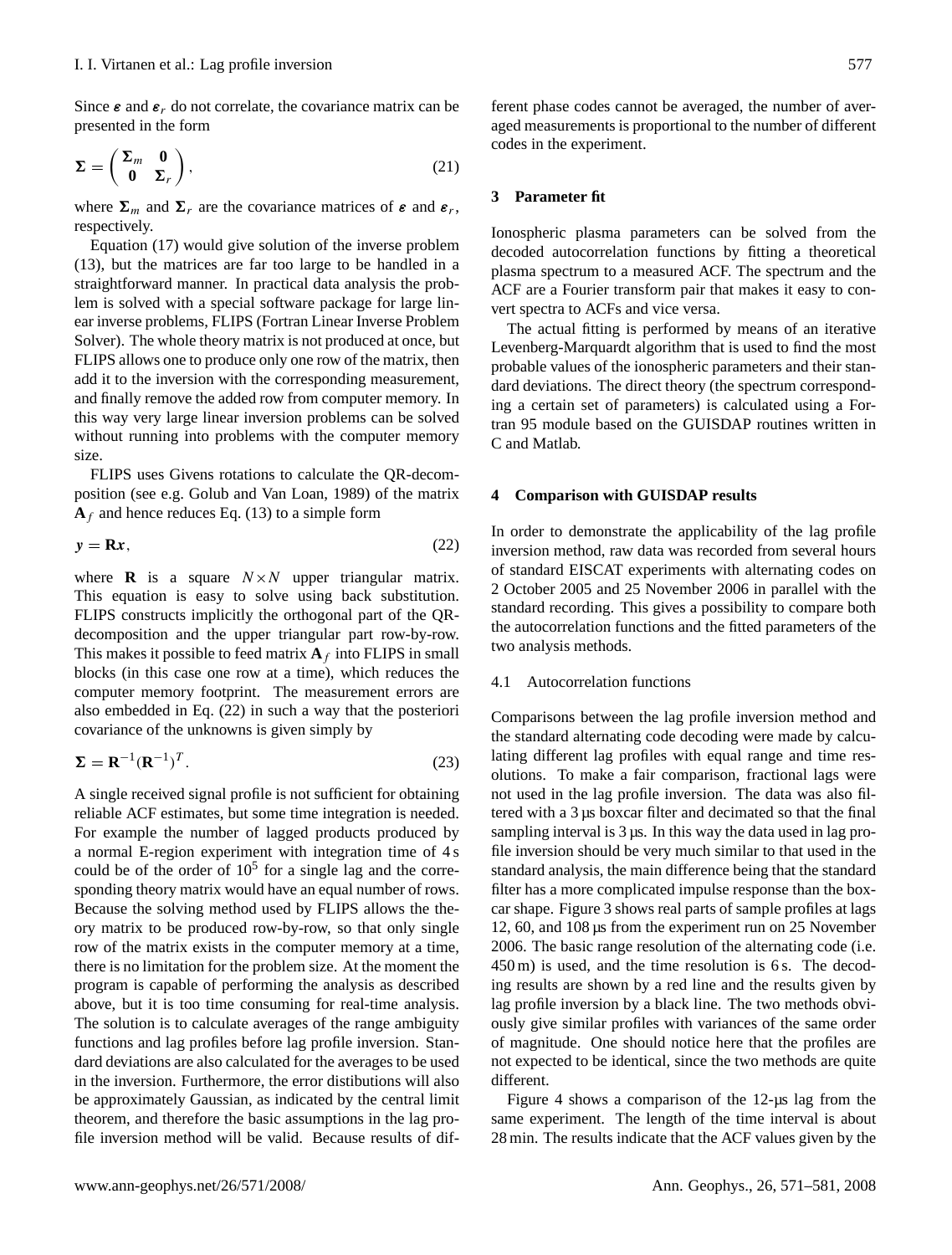Since $\boldsymbol{\varepsilon}$ and $\boldsymbol{\varepsilon}_r$ do not correlate, the covariance matrix can be presented in the form

$$\boldsymbol{\Sigma} = \begin{pmatrix} \boldsymbol{\Sigma}_m & \mathbf{0} \\ \mathbf{0} & \boldsymbol{\Sigma}_r \end{pmatrix}, \tag{21}$$

where $\boldsymbol{\Sigma}_m$ and $\boldsymbol{\Sigma}_r$ are the covariance matrices of $\boldsymbol{\varepsilon}$ and $\boldsymbol{\varepsilon}_r$, respectively.

Equation (17) would give solution of the inverse problem (13), but the matrices are far too large to be handled in a straightforward manner. In practical data analysis the problem is solved with a special software package for large linear inverse problems, FLIPS (Fortran Linear Inverse Problem Solver). The whole theory matrix is not produced at once, but FLIPS allows one to produce only one row of the matrix, then add it to the inversion with the corresponding measurement, and finally remove the added row from computer memory. In this way very large linear inversion problems can be solved without running into problems with the computer memory size.

FLIPS uses Givens rotations to calculate the QR-decomposition (see e.g. Golub and Van Loan, 1989) of the matrix $\mathbf{A}_f$ and hence reduces Eq. (13) to a simple form

$$\boldsymbol{y} = \mathbf{R}\boldsymbol{x}, \tag{22}$$

where $\mathbf{R}$ is a square $N \times N$ upper triangular matrix. This equation is easy to solve using back substitution. FLIPS constructs implicitly the orthogonal part of the QR-decomposition and the upper triangular part row-by-row. This makes it possible to feed matrix $\mathbf{A}_f$ into FLIPS in small blocks (in this case one row at a time), which reduces the computer memory footprint. The measurement errors are also embedded in Eq. (22) in such a way that the posteriori covariance of the unknowns is given simply by

$$\boldsymbol{\Sigma} = \mathbf{R}^{-1}(\mathbf{R}^{-1})^T. \tag{23}$$

A single received signal profile is not sufficient for obtaining reliable ACF estimates, but some time integration is needed. For example the number of lagged products produced by a normal E-region experiment with integration time of 4 s could be of the order of $10^5$ for a single lag and the corresponding theory matrix would have an equal number of rows. Because the solving method used by FLIPS allows the theory matrix to be produced row-by-row, so that only single row of the matrix exists in the computer memory at a time, there is no limitation for the problem size. At the moment the program is capable of performing the analysis as described above, but it is too time consuming for real-time analysis. The solution is to calculate averages of the range ambiguity functions and lag profiles before lag profile inversion. Standard deviations are also calculated for the averages to be used in the inversion. Furthermore, the error distibutions will also be approximately Gaussian, as indicated by the central limit theorem, and therefore the basic assumptions in the lag profile inversion method will be valid. Because results of different phase codes cannot be averaged, the number of averaged measurements is proportional to the number of different codes in the experiment.

## 3 Parameter fit

Ionospheric plasma parameters can be solved from the decoded autocorrelation functions by fitting a theoretical plasma spectrum to a measured ACF. The spectrum and the ACF are a Fourier transform pair that makes it easy to convert spectra to ACFs and vice versa.

The actual fitting is performed by means of an iterative Levenberg-Marquardt algorithm that is used to find the most probable values of the ionospheric parameters and their standard deviations. The direct theory (the spectrum corresponding a certain set of parameters) is calculated using a Fortran 95 module based on the GUISDAP routines written in C and Matlab.

## 4 Comparison with GUISDAP results

In order to demonstrate the applicability of the lag profile inversion method, raw data was recorded from several hours of standard EISCAT experiments with alternating codes on 2 October 2005 and 25 November 2006 in parallel with the standard recording. This gives a possibility to compare both the autocorrelation functions and the fitted parameters of the two analysis methods.

### 4.1 Autocorrelation functions

Comparisons between the lag profile inversion method and the standard alternating code decoding were made by calculating different lag profiles with equal range and time resolutions. To make a fair comparison, fractional lags were not used in the lag profile inversion. The data was also filtered with a 3 µs boxcar filter and decimated so that the final sampling interval is 3 µs. In this way the data used in lag profile inversion should be very much similar to that used in the standard analysis, the main difference being that the standard filter has a more complicated impulse response than the boxcar shape. Figure 3 shows real parts of sample profiles at lags 12, 60, and 108 µs from the experiment run on 25 November 2006. The basic range resolution of the alternating code (i.e. 450 m) is used, and the time resolution is 6 s. The decoding results are shown by a red line and the results given by lag profile inversion by a black line. The two methods obviously give similar profiles with variances of the same order of magnitude. One should notice here that the profiles are not expected to be identical, since the two methods are quite different.

Figure 4 shows a comparison of the 12-µs lag from the same experiment. The length of the time interval is about 28 min. The results indicate that the ACF values given by the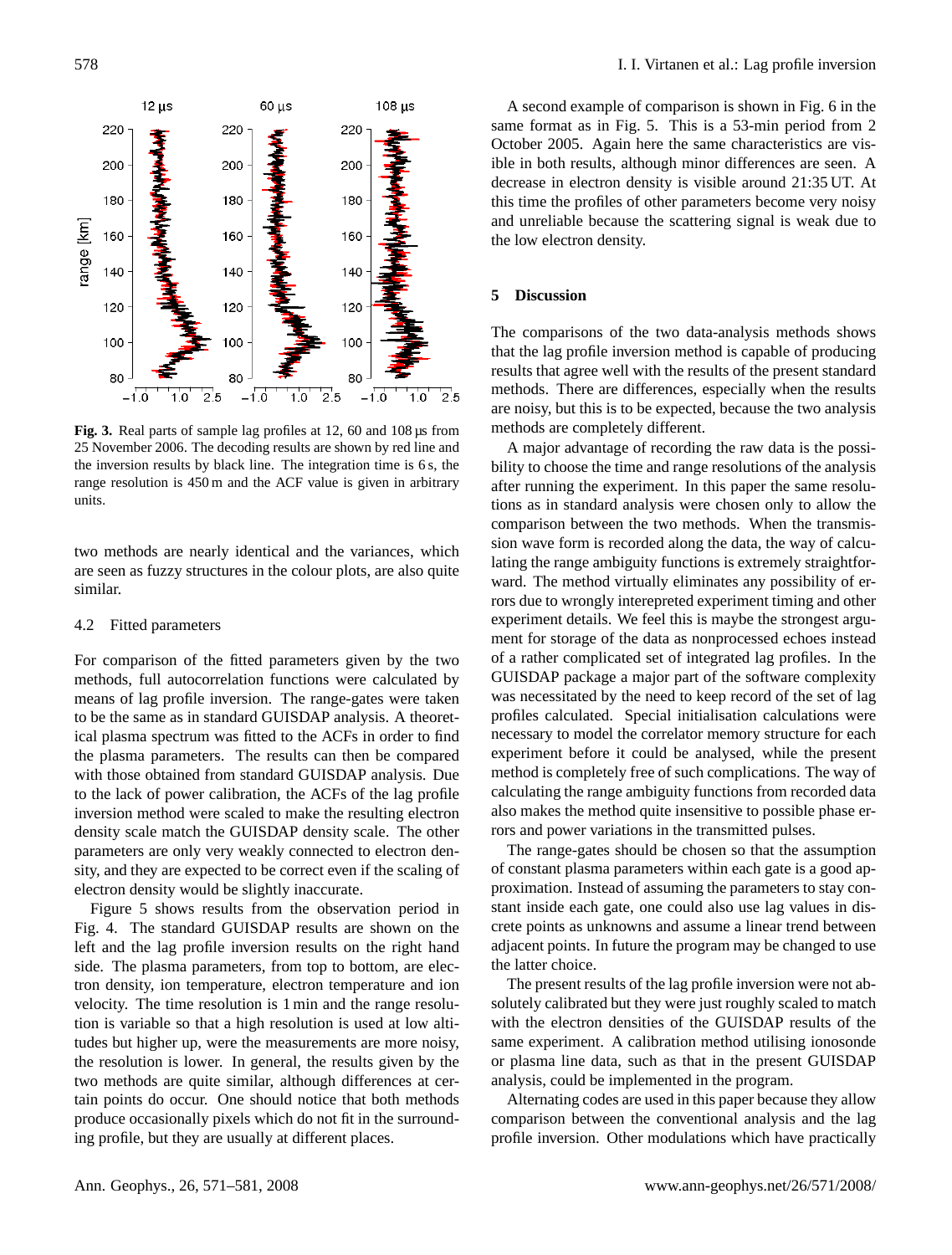12 µs

60 µs

108 µs

range [km]

220
200
180
160
140
120
100
80

−1.0 1.0 2.5

**Fig. 3.** Real parts of sample lag profiles at 12, 60 and 108 µs from 25 November 2006. The decoding results are shown by red line and the inversion results by black line. The integration time is 6 s, the range resolution is 450 m and the ACF value is given in arbitrary units.

two methods are nearly identical and the variances, which are seen as fuzzy structures in the colour plots, are also quite similar.

### 4.2 Fitted parameters

For comparison of the fitted parameters given by the two methods, full autocorrelation functions were calculated by means of lag profile inversion. The range-gates were taken to be the same as in standard GUISDAP analysis. A theoretical plasma spectrum was fitted to the ACFs in order to find the plasma parameters. The results can then be compared with those obtained from standard GUISDAP analysis. Due to the lack of power calibration, the ACFs of the lag profile inversion method were scaled to make the resulting electron density scale match the GUISDAP density scale. The other parameters are only very weakly connected to electron density, and they are expected to be correct even if the scaling of electron density would be slightly inaccurate.

Figure 5 shows results from the observation period in Fig. 4. The standard GUISDAP results are shown on the left and the lag profile inversion results on the right hand side. The plasma parameters, from top to bottom, are electron density, ion temperature, electron temperature and ion velocity. The time resolution is 1 min and the range resolution is variable so that a high resolution is used at low altitudes but higher up, were the measurements are more noisy, the resolution is lower. In general, the results given by the two methods are quite similar, although differences at certain points do occur. One should notice that both methods produce occasionally pixels which do not fit in the surrounding profile, but they are usually at different places.

A second example of comparison is shown in Fig. 6 in the same format as in Fig. 5. This is a 53-min period from 2 October 2005. Again here the same characteristics are visible in both results, although minor differences are seen. A decrease in electron density is visible around 21:35 UT. At this time the profiles of other parameters become very noisy and unreliable because the scattering signal is weak due to the low electron density.

## 5 Discussion

The comparisons of the two data-analysis methods shows that the lag profile inversion method is capable of producing results that agree well with the results of the present standard methods. There are differences, especially when the results are noisy, but this is to be expected, because the two analysis methods are completely different.

A major advantage of recording the raw data is the possibility to choose the time and range resolutions of the analysis after running the experiment. In this paper the same resolutions as in standard analysis were chosen only to allow the comparison between the two methods. When the transmission wave form is recorded along the data, the way of calculating the range ambiguity functions is extremely straightforward. The method virtually eliminates any possibility of errors due to wrongly interepreted experiment timing and other experiment details. We feel this is maybe the strongest argument for storage of the data as nonprocessed echoes instead of a rather complicated set of integrated lag profiles. In the GUISDAP package a major part of the software complexity was necessitated by the need to keep record of the set of lag profiles calculated. Special initialisation calculations were necessary to model the correlator memory structure for each experiment before it could be analysed, while the present method is completely free of such complications. The way of calculating the range ambiguity functions from recorded data also makes the method quite insensitive to possible phase errors and power variations in the transmitted pulses.

The range-gates should be chosen so that the assumption of constant plasma parameters within each gate is a good approximation. Instead of assuming the parameters to stay constant inside each gate, one could also use lag values in discrete points as unknowns and assume a linear trend between adjacent points. In future the program may be changed to use the latter choice.

The present results of the lag profile inversion were not absolutely calibrated but they were just roughly scaled to match with the electron densities of the GUISDAP results of the same experiment. A calibration method utilising ionosonde or plasma line data, such as that in the present GUISDAP analysis, could be implemented in the program.

Alternating codes are used in this paper because they allow comparison between the conventional analysis and the lag profile inversion. Other modulations which have practically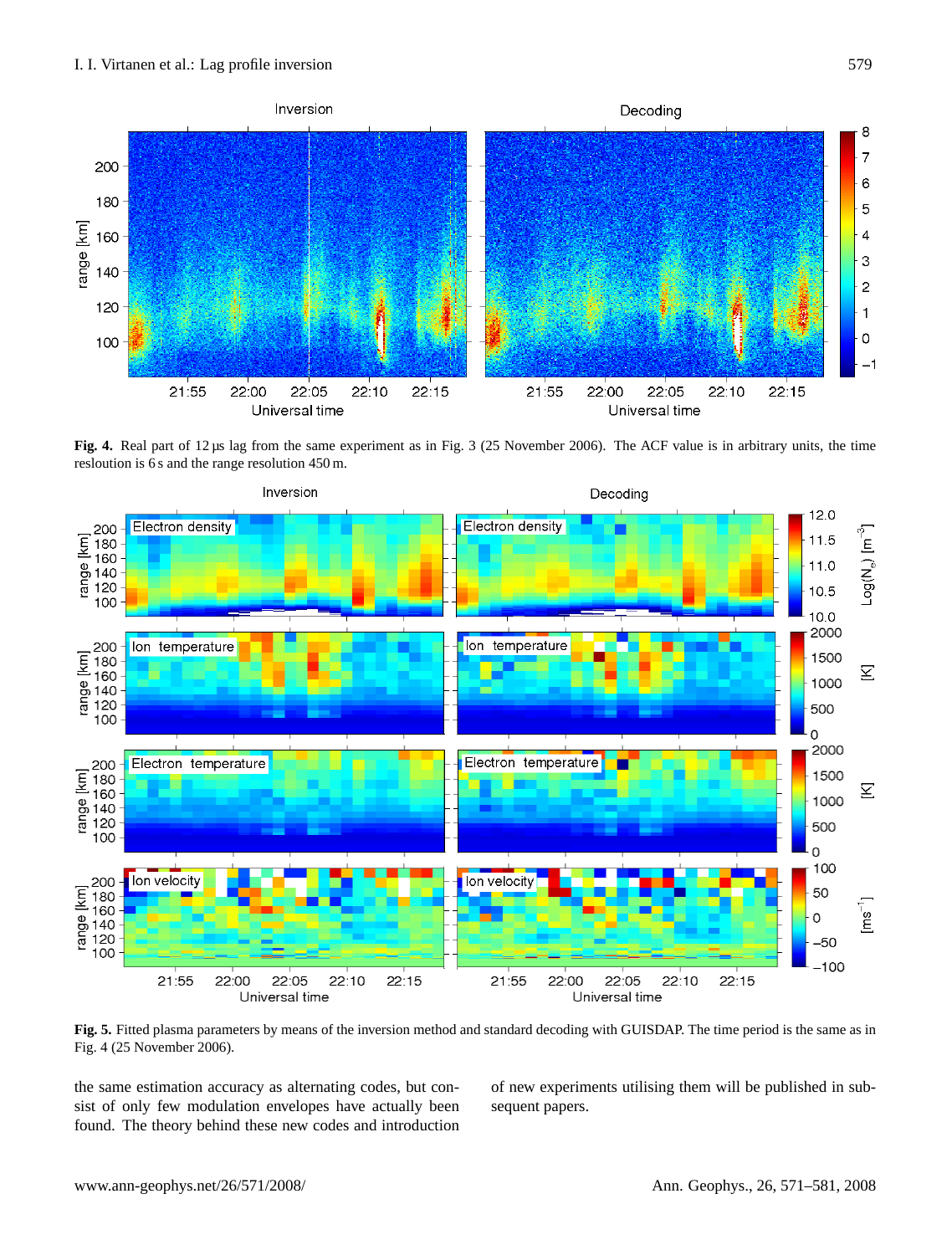**Fig. 4.** Real part of 12 µs lag from the same experiment as in Fig. 3 (25 November 2006). The ACF value is in arbitrary units, the time resloution is 6 s and the range resolution 450 m.

**Fig. 5.** Fitted plasma parameters by means of the inversion method and standard decoding with GUISDAP. The time period is the same as in Fig. 4 (25 November 2006).

the same estimation accuracy as alternating codes, but consist of only few modulation envelopes have actually been found. The theory behind these new codes and introduction of new experiments utilising them will be published in subsequent papers.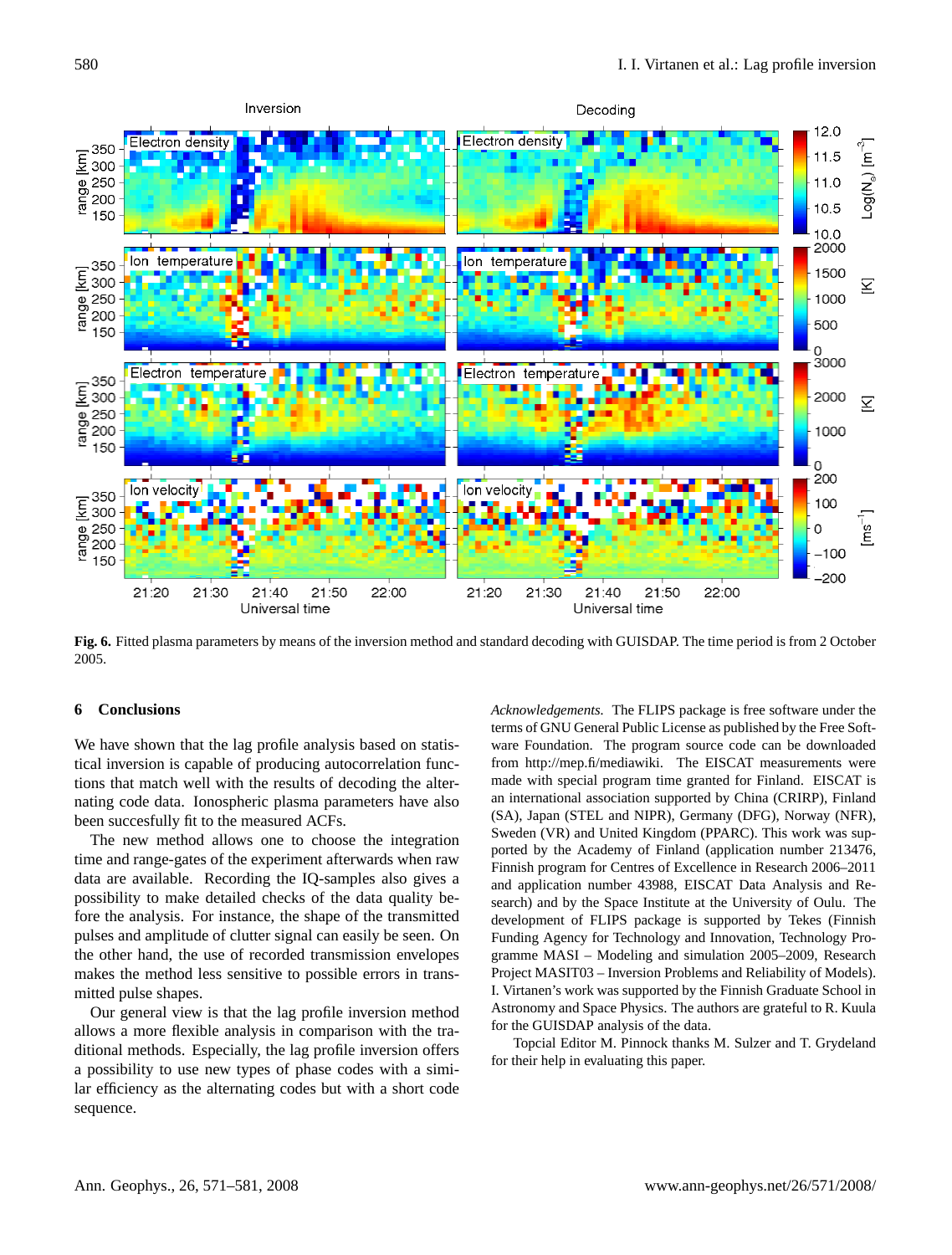**Fig. 6.** Fitted plasma parameters by means of the inversion method and standard decoding with GUISDAP. The time period is from 2 October 2005.

## 6 Conclusions

We have shown that the lag profile analysis based on statistical inversion is capable of producing autocorrelation functions that match well with the results of decoding the alternating code data. Ionospheric plasma parameters have also been succesfully fit to the measured ACFs.

The new method allows one to choose the integration time and range-gates of the experiment afterwards when raw data are available. Recording the IQ-samples also gives a possibility to make detailed checks of the data quality before the analysis. For instance, the shape of the transmitted pulses and amplitude of clutter signal can easily be seen. On the other hand, the use of recorded transmission envelopes makes the method less sensitive to possible errors in transmitted pulse shapes.

Our general view is that the lag profile inversion method allows a more flexible analysis in comparison with the traditional methods. Especially, the lag profile inversion offers a possibility to use new types of phase codes with a similar efficiency as the alternating codes but with a short code sequence.

*Acknowledgements.* The FLIPS package is free software under the terms of GNU General Public License as published by the Free Software Foundation. The program source code can be downloaded from http://mep.fi/mediawiki. The EISCAT measurements were made with special program time granted for Finland. EISCAT is an international association supported by China (CRIRP), Finland (SA), Japan (STEL and NIPR), Germany (DFG), Norway (NFR), Sweden (VR) and United Kingdom (PPARC). This work was supported by the Academy of Finland (application number 213476, Finnish program for Centres of Excellence in Research 2006–2011 and application number 43988, EISCAT Data Analysis and Research) and by the Space Institute at the University of Oulu. The development of FLIPS package is supported by Tekes (Finnish Funding Agency for Technology and Innovation, Technology Programme MASI – Modeling and simulation 2005–2009, Research Project MASIT03 – Inversion Problems and Reliability of Models). I. Virtanen's work was supported by the Finnish Graduate School in Astronomy and Space Physics. The authors are grateful to R. Kuula for the GUISDAP analysis of the data.

Topcial Editor M. Pinnock thanks M. Sulzer and T. Grydeland for their help in evaluating this paper.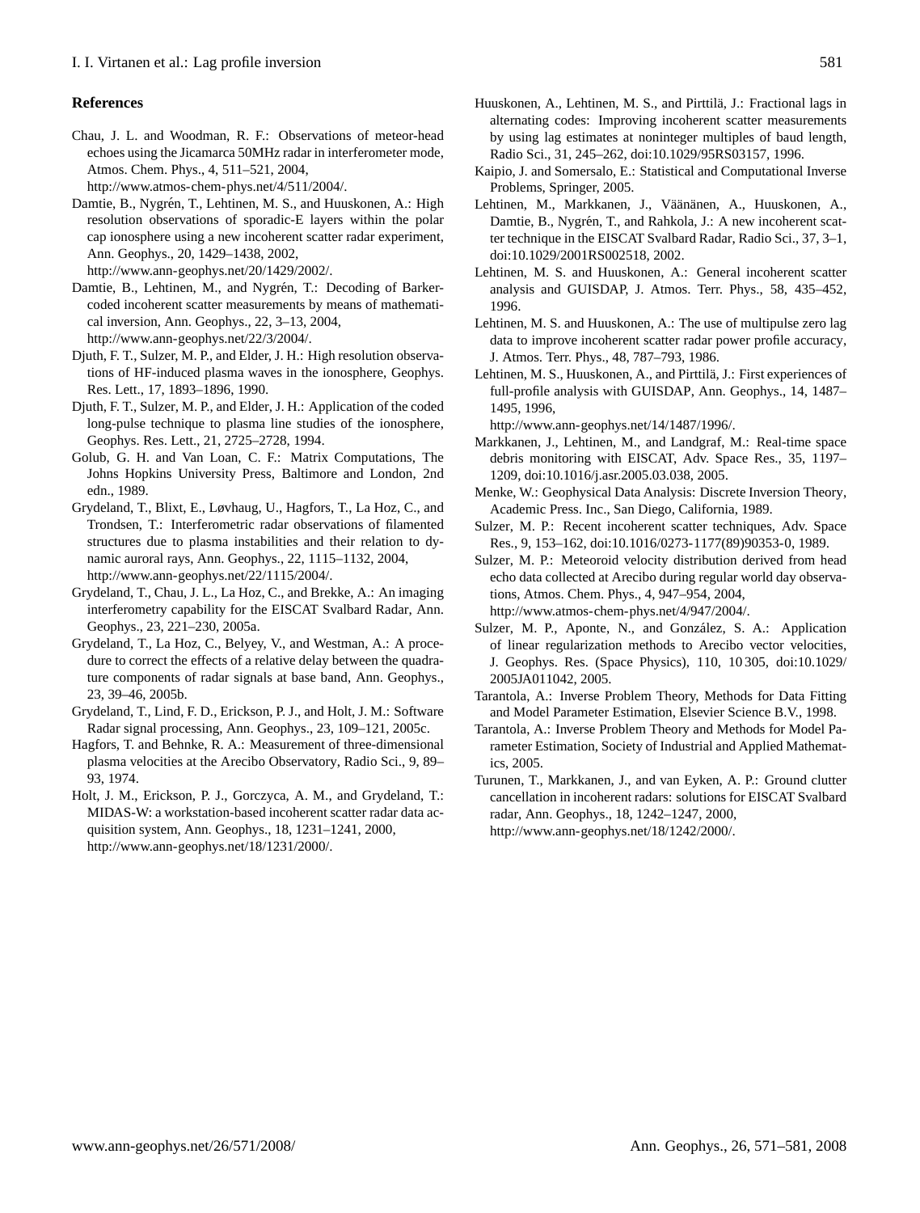## References

Chau, J. L. and Woodman, R. F.: Observations of meteor-head echoes using the Jicamarca 50MHz radar in interferometer mode, Atmos. Chem. Phys., 4, 511–521, 2004, http://www.atmos-chem-phys.net/4/511/2004/.

Damtie, B., Nygrén, T., Lehtinen, M. S., and Huuskonen, A.: High resolution observations of sporadic-E layers within the polar cap ionosphere using a new incoherent scatter radar experiment, Ann. Geophys., 20, 1429–1438, 2002, http://www.ann-geophys.net/20/1429/2002/.

Damtie, B., Lehtinen, M., and Nygrén, T.: Decoding of Barker-coded incoherent scatter measurements by means of mathematical inversion, Ann. Geophys., 22, 3–13, 2004, http://www.ann-geophys.net/22/3/2004/.

Djuth, F. T., Sulzer, M. P., and Elder, J. H.: High resolution observations of HF-induced plasma waves in the ionosphere, Geophys. Res. Lett., 17, 1893–1896, 1990.

Djuth, F. T., Sulzer, M. P., and Elder, J. H.: Application of the coded long-pulse technique to plasma line studies of the ionosphere, Geophys. Res. Lett., 21, 2725–2728, 1994.

Golub, G. H. and Van Loan, C. F.: Matrix Computations, The Johns Hopkins University Press, Baltimore and London, 2nd edn., 1989.

Grydeland, T., Blixt, E., Løvhaug, U., Hagfors, T., La Hoz, C., and Trondsen, T.: Interferometric radar observations of filamented structures due to plasma instabilities and their relation to dynamic auroral rays, Ann. Geophys., 22, 1115–1132, 2004, http://www.ann-geophys.net/22/1115/2004/.

Grydeland, T., Chau, J. L., La Hoz, C., and Brekke, A.: An imaging interferometry capability for the EISCAT Svalbard Radar, Ann. Geophys., 23, 221–230, 2005a.

Grydeland, T., La Hoz, C., Belyey, V., and Westman, A.: A procedure to correct the effects of a relative delay between the quadrature components of radar signals at base band, Ann. Geophys., 23, 39–46, 2005b.

Grydeland, T., Lind, F. D., Erickson, P. J., and Holt, J. M.: Software Radar signal processing, Ann. Geophys., 23, 109–121, 2005c.

Hagfors, T. and Behnke, R. A.: Measurement of three-dimensional plasma velocities at the Arecibo Observatory, Radio Sci., 9, 89–93, 1974.

Holt, J. M., Erickson, P. J., Gorczyca, A. M., and Grydeland, T.: MIDAS-W: a workstation-based incoherent scatter radar data acquisition system, Ann. Geophys., 18, 1231–1241, 2000, http://www.ann-geophys.net/18/1231/2000/.

Huuskonen, A., Lehtinen, M. S., and Pirttilä, J.: Fractional lags in alternating codes: Improving incoherent scatter measurements by using lag estimates at noninteger multiples of baud length, Radio Sci., 31, 245–262, doi:10.1029/95RS03157, 1996.

Kaipio, J. and Somersalo, E.: Statistical and Computational Inverse Problems, Springer, 2005.

Lehtinen, M., Markkanen, J., Väänänen, A., Huuskonen, A., Damtie, B., Nygrén, T., and Rahkola, J.: A new incoherent scatter technique in the EISCAT Svalbard Radar, Radio Sci., 37, 3–1, doi:10.1029/2001RS002518, 2002.

Lehtinen, M. S. and Huuskonen, A.: General incoherent scatter analysis and GUISDAP, J. Atmos. Terr. Phys., 58, 435–452, 1996.

Lehtinen, M. S. and Huuskonen, A.: The use of multipulse zero lag data to improve incoherent scatter radar power profile accuracy, J. Atmos. Terr. Phys., 48, 787–793, 1986.

Lehtinen, M. S., Huuskonen, A., and Pirttilä, J.: First experiences of full-profile analysis with GUISDAP, Ann. Geophys., 14, 1487–1495, 1996, http://www.ann-geophys.net/14/1487/1996/.

Markkanen, J., Lehtinen, M., and Landgraf, M.: Real-time space debris monitoring with EISCAT, Adv. Space Res., 35, 1197–1209, doi:10.1016/j.asr.2005.03.038, 2005.

Menke, W.: Geophysical Data Analysis: Discrete Inversion Theory, Academic Press. Inc., San Diego, California, 1989.

Sulzer, M. P.: Recent incoherent scatter techniques, Adv. Space Res., 9, 153–162, doi:10.1016/0273-1177(89)90353-0, 1989.

Sulzer, M. P.: Meteoroid velocity distribution derived from head echo data collected at Arecibo during regular world day observations, Atmos. Chem. Phys., 4, 947–954, 2004, http://www.atmos-chem-phys.net/4/947/2004/.

Sulzer, M. P., Aponte, N., and González, S. A.: Application of linear regularization methods to Arecibo vector velocities, J. Geophys. Res. (Space Physics), 110, 10 305, doi:10.1029/2005JA011042, 2005.

Tarantola, A.: Inverse Problem Theory, Methods for Data Fitting and Model Parameter Estimation, Elsevier Science B.V., 1998.

Tarantola, A.: Inverse Problem Theory and Methods for Model Parameter Estimation, Society of Industrial and Applied Mathematics, 2005.

Turunen, T., Markkanen, J., and van Eyken, A. P.: Ground clutter cancellation in incoherent radars: solutions for EISCAT Svalbard radar, Ann. Geophys., 18, 1242–1247, 2000, http://www.ann-geophys.net/18/1242/2000/.